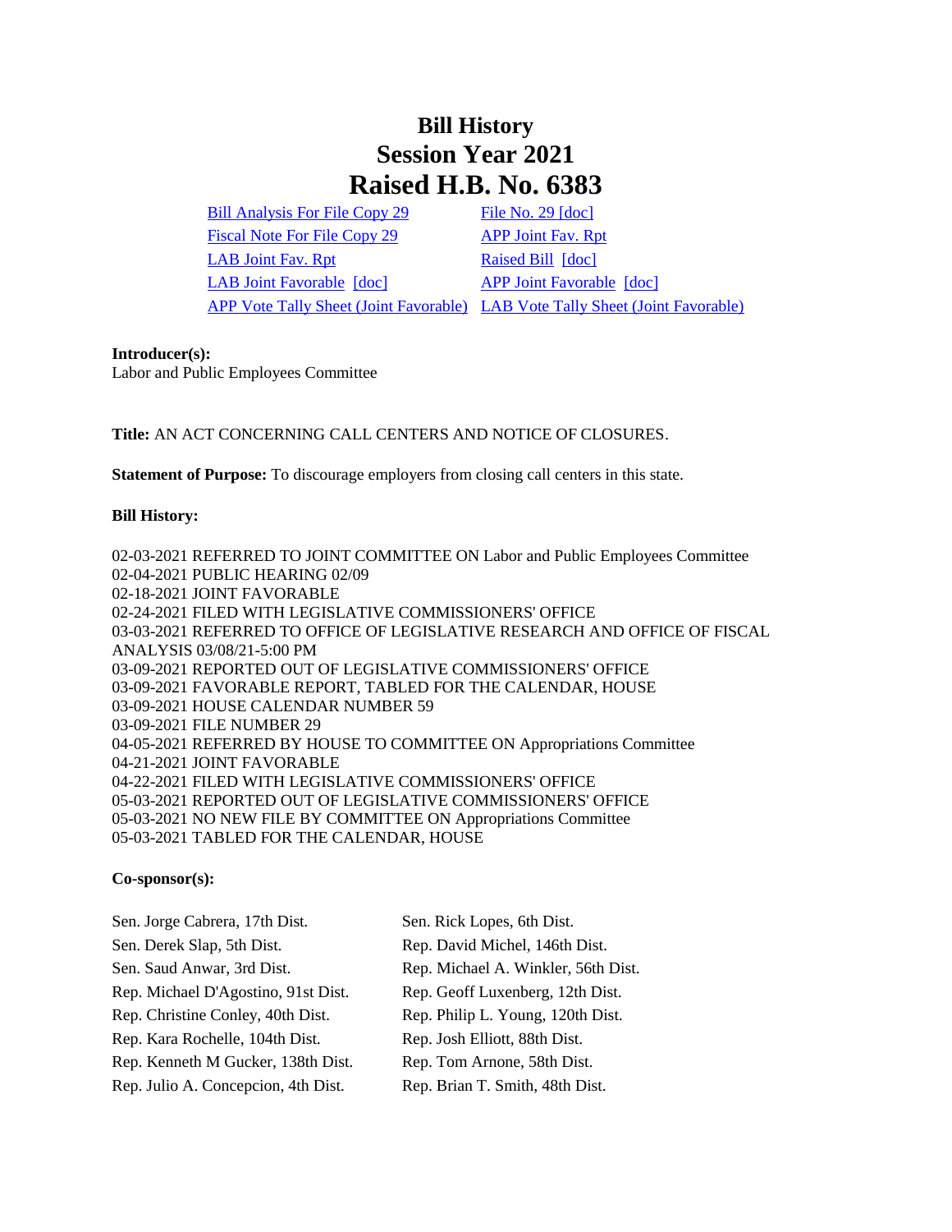# Bill History
# Session Year 2021
# Raised H.B. No. 6383

Bill Analysis For File Copy 29 | File No. 29 [doc]
Fiscal Note For File Copy 29 | APP Joint Fav. Rpt
LAB Joint Fav. Rpt | Raised Bill [doc]
LAB Joint Favorable [doc] | APP Joint Favorable [doc]
APP Vote Tally Sheet (Joint Favorable) | LAB Vote Tally Sheet (Joint Favorable)

**Introducer(s):**
Labor and Public Employees Committee

**Title:** AN ACT CONCERNING CALL CENTERS AND NOTICE OF CLOSURES.

**Statement of Purpose:** To discourage employers from closing call centers in this state.

**Bill History:**

02-03-2021 REFERRED TO JOINT COMMITTEE ON Labor and Public Employees Committee
02-04-2021 PUBLIC HEARING 02/09
02-18-2021 JOINT FAVORABLE
02-24-2021 FILED WITH LEGISLATIVE COMMISSIONERS' OFFICE
03-03-2021 REFERRED TO OFFICE OF LEGISLATIVE RESEARCH AND OFFICE OF FISCAL ANALYSIS 03/08/21-5:00 PM
03-09-2021 REPORTED OUT OF LEGISLATIVE COMMISSIONERS' OFFICE
03-09-2021 FAVORABLE REPORT, TABLED FOR THE CALENDAR, HOUSE
03-09-2021 HOUSE CALENDAR NUMBER 59
03-09-2021 FILE NUMBER 29
04-05-2021 REFERRED BY HOUSE TO COMMITTEE ON Appropriations Committee
04-21-2021 JOINT FAVORABLE
04-22-2021 FILED WITH LEGISLATIVE COMMISSIONERS' OFFICE
05-03-2021 REPORTED OUT OF LEGISLATIVE COMMISSIONERS' OFFICE
05-03-2021 NO NEW FILE BY COMMITTEE ON Appropriations Committee
05-03-2021 TABLED FOR THE CALENDAR, HOUSE

**Co-sponsor(s):**

Sen. Jorge Cabrera, 17th Dist.
Sen. Rick Lopes, 6th Dist.
Sen. Derek Slap, 5th Dist.
Rep. David Michel, 146th Dist.
Sen. Saud Anwar, 3rd Dist.
Rep. Michael A. Winkler, 56th Dist.
Rep. Michael D'Agostino, 91st Dist.
Rep. Geoff Luxenberg, 12th Dist.
Rep. Christine Conley, 40th Dist.
Rep. Philip L. Young, 120th Dist.
Rep. Kara Rochelle, 104th Dist.
Rep. Josh Elliott, 88th Dist.
Rep. Kenneth M Gucker, 138th Dist.
Rep. Tom Arnone, 58th Dist.
Rep. Julio A. Concepcion, 4th Dist.
Rep. Brian T. Smith, 48th Dist.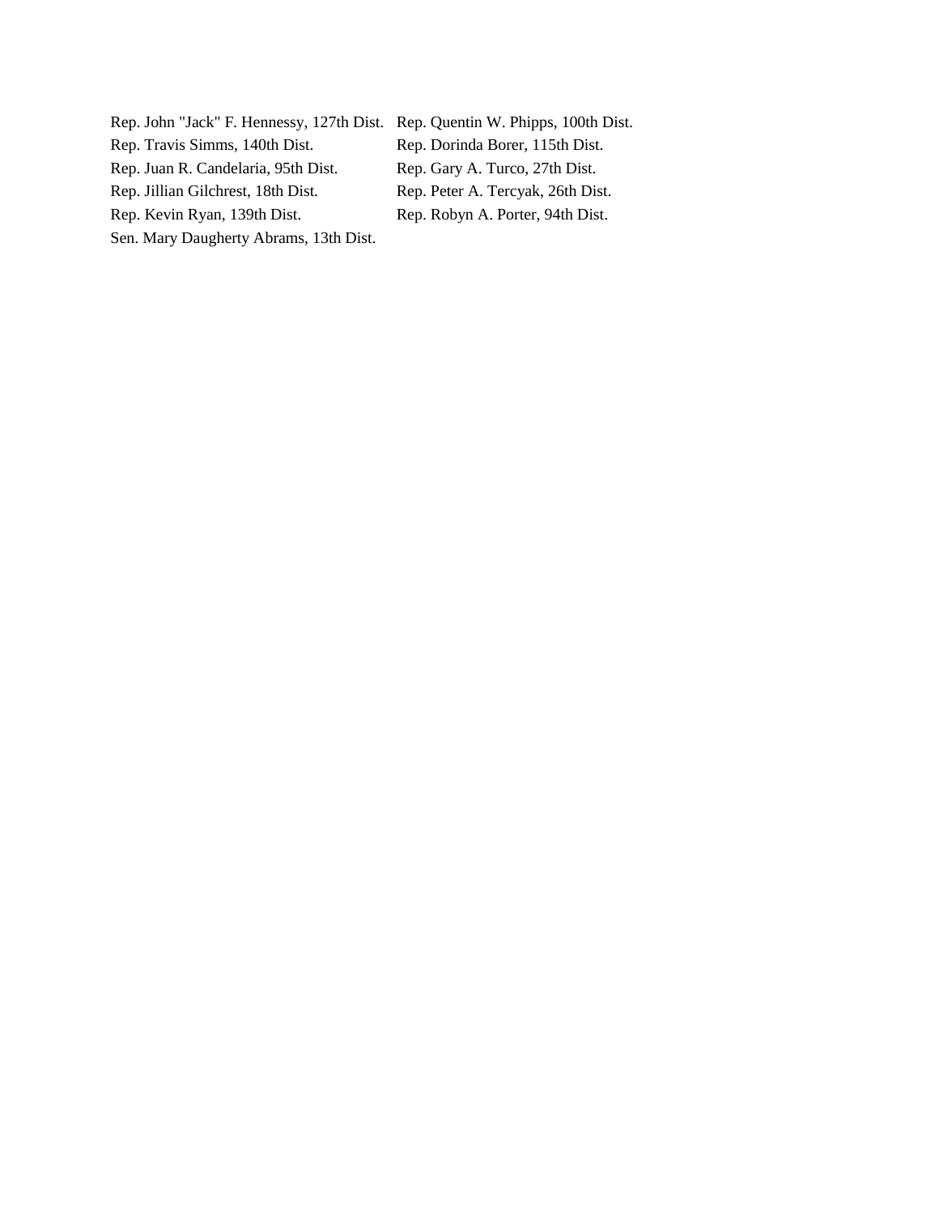Rep. John "Jack" F. Hennessy, 127th Dist.
Rep. Travis Simms, 140th Dist.
Rep. Juan R. Candelaria, 95th Dist.
Rep. Jillian Gilchrest, 18th Dist.
Rep. Kevin Ryan, 139th Dist.
Sen. Mary Daugherty Abrams, 13th Dist.
Rep. Quentin W. Phipps, 100th Dist.
Rep. Dorinda Borer, 115th Dist.
Rep. Gary A. Turco, 27th Dist.
Rep. Peter A. Tercyak, 26th Dist.
Rep. Robyn A. Porter, 94th Dist.